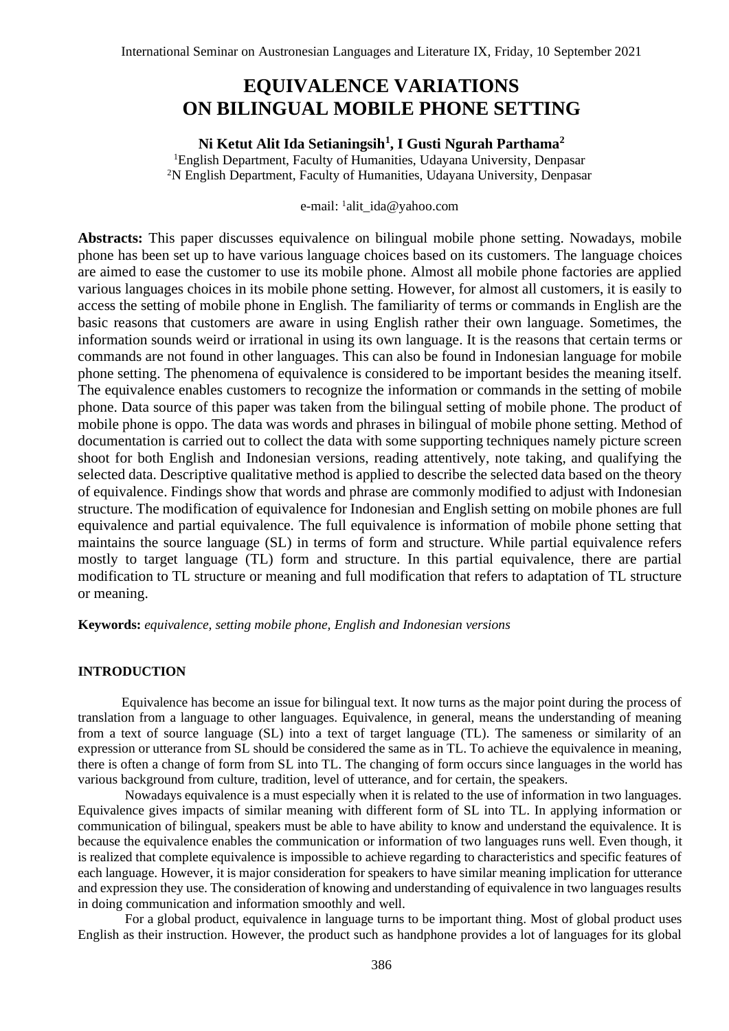# EQUIVALENCE VARIATIONS ON BILINGUAL MOBILE PHONE SETTING

**Ni Ketut Alit Ida Setianingsih[1], I Gusti Ngurah Parthama[2]**

[1]English Department, Faculty of Humanities, Udayana University, Denpasar
[2]N English Department, Faculty of Humanities, Udayana University, Denpasar

e-mail: [1]alit_ida@yahoo.com

**Abstracts:** This paper discusses equivalence on bilingual mobile phone setting. Nowadays, mobile phone has been set up to have various language choices based on its customers. The language choices are aimed to ease the customer to use its mobile phone. Almost all mobile phone factories are applied various languages choices in its mobile phone setting. However, for almost all customers, it is easily to access the setting of mobile phone in English. The familiarity of terms or commands in English are the basic reasons that customers are aware in using English rather their own language. Sometimes, the information sounds weird or irrational in using its own language. It is the reasons that certain terms or commands are not found in other languages. This can also be found in Indonesian language for mobile phone setting. The phenomena of equivalence is considered to be important besides the meaning itself. The equivalence enables customers to recognize the information or commands in the setting of mobile phone. Data source of this paper was taken from the bilingual setting of mobile phone. The product of mobile phone is oppo. The data was words and phrases in bilingual of mobile phone setting. Method of documentation is carried out to collect the data with some supporting techniques namely picture screen shoot for both English and Indonesian versions, reading attentively, note taking, and qualifying the selected data. Descriptive qualitative method is applied to describe the selected data based on the theory of equivalence. Findings show that words and phrase are commonly modified to adjust with Indonesian structure. The modification of equivalence for Indonesian and English setting on mobile phones are full equivalence and partial equivalence. The full equivalence is information of mobile phone setting that maintains the source language (SL) in terms of form and structure. While partial equivalence refers mostly to target language (TL) form and structure. In this partial equivalence, there are partial modification to TL structure or meaning and full modification that refers to adaptation of TL structure or meaning.

**Keywords:** *equivalence, setting mobile phone, English and Indonesian versions*

## INTRODUCTION

Equivalence has become an issue for bilingual text. It now turns as the major point during the process of translation from a language to other languages. Equivalence, in general, means the understanding of meaning from a text of source language (SL) into a text of target language (TL). The sameness or similarity of an expression or utterance from SL should be considered the same as in TL. To achieve the equivalence in meaning, there is often a change of form from SL into TL. The changing of form occurs since languages in the world has various background from culture, tradition, level of utterance, and for certain, the speakers.

Nowadays equivalence is a must especially when it is related to the use of information in two languages. Equivalence gives impacts of similar meaning with different form of SL into TL. In applying information or communication of bilingual, speakers must be able to have ability to know and understand the equivalence. It is because the equivalence enables the communication or information of two languages runs well. Even though, it is realized that complete equivalence is impossible to achieve regarding to characteristics and specific features of each language. However, it is major consideration for speakers to have similar meaning implication for utterance and expression they use. The consideration of knowing and understanding of equivalence in two languages results in doing communication and information smoothly and well.

For a global product, equivalence in language turns to be important thing. Most of global product uses English as their instruction. However, the product such as handphone provides a lot of languages for its global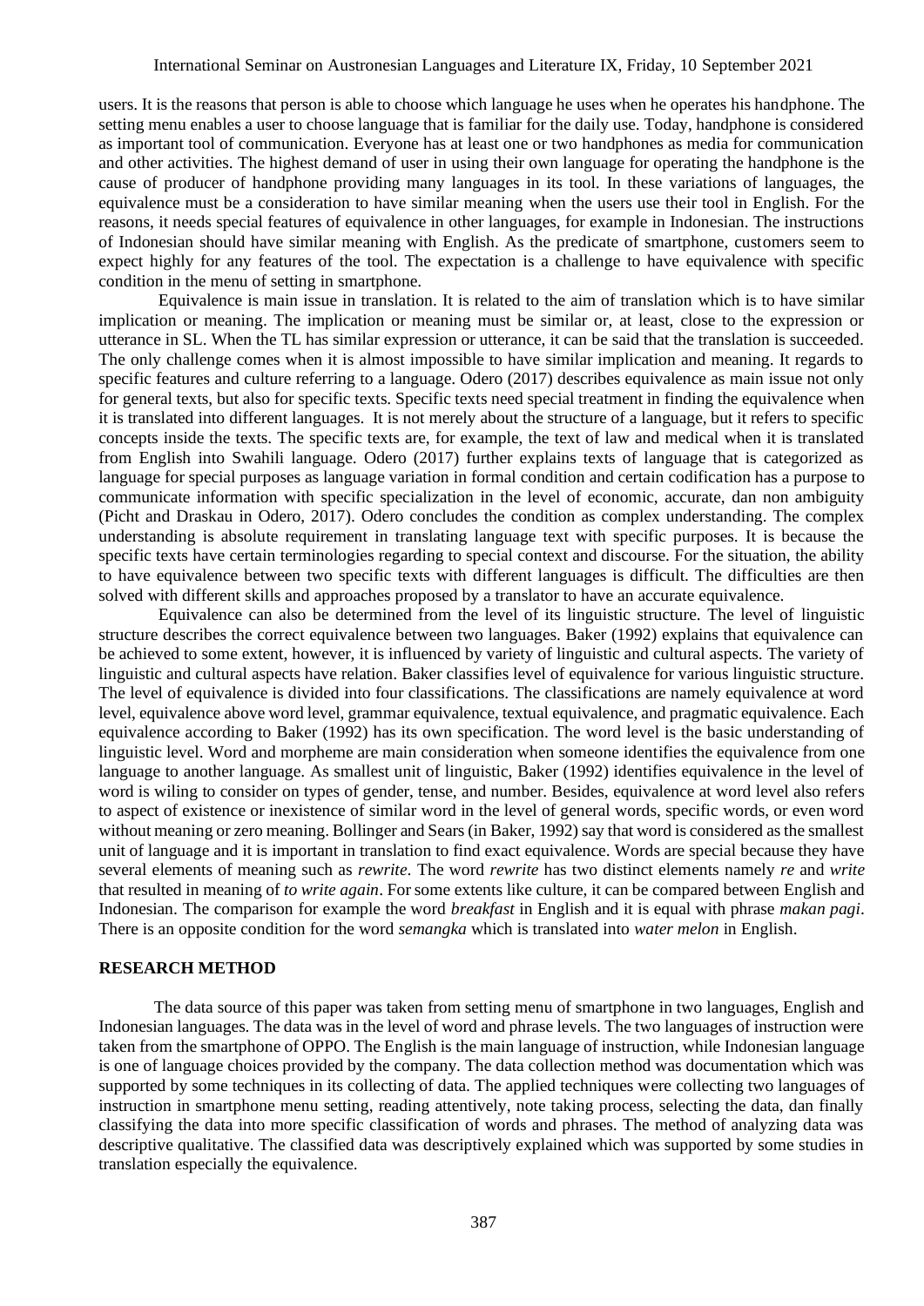users. It is the reasons that person is able to choose which language he uses when he operates his handphone. The setting menu enables a user to choose language that is familiar for the daily use. Today, handphone is considered as important tool of communication. Everyone has at least one or two handphones as media for communication and other activities. The highest demand of user in using their own language for operating the handphone is the cause of producer of handphone providing many languages in its tool. In these variations of languages, the equivalence must be a consideration to have similar meaning when the users use their tool in English. For the reasons, it needs special features of equivalence in other languages, for example in Indonesian. The instructions of Indonesian should have similar meaning with English. As the predicate of smartphone, customers seem to expect highly for any features of the tool. The expectation is a challenge to have equivalence with specific condition in the menu of setting in smartphone.

Equivalence is main issue in translation. It is related to the aim of translation which is to have similar implication or meaning. The implication or meaning must be similar or, at least, close to the expression or utterance in SL. When the TL has similar expression or utterance, it can be said that the translation is succeeded. The only challenge comes when it is almost impossible to have similar implication and meaning. It regards to specific features and culture referring to a language. Odero (2017) describes equivalence as main issue not only for general texts, but also for specific texts. Specific texts need special treatment in finding the equivalence when it is translated into different languages. It is not merely about the structure of a language, but it refers to specific concepts inside the texts. The specific texts are, for example, the text of law and medical when it is translated from English into Swahili language. Odero (2017) further explains texts of language that is categorized as language for special purposes as language variation in formal condition and certain codification has a purpose to communicate information with specific specialization in the level of economic, accurate, dan non ambiguity (Picht and Draskau in Odero, 2017). Odero concludes the condition as complex understanding. The complex understanding is absolute requirement in translating language text with specific purposes. It is because the specific texts have certain terminologies regarding to special context and discourse. For the situation, the ability to have equivalence between two specific texts with different languages is difficult. The difficulties are then solved with different skills and approaches proposed by a translator to have an accurate equivalence.

Equivalence can also be determined from the level of its linguistic structure. The level of linguistic structure describes the correct equivalence between two languages. Baker (1992) explains that equivalence can be achieved to some extent, however, it is influenced by variety of linguistic and cultural aspects. The variety of linguistic and cultural aspects have relation. Baker classifies level of equivalence for various linguistic structure. The level of equivalence is divided into four classifications. The classifications are namely equivalence at word level, equivalence above word level, grammar equivalence, textual equivalence, and pragmatic equivalence. Each equivalence according to Baker (1992) has its own specification. The word level is the basic understanding of linguistic level. Word and morpheme are main consideration when someone identifies the equivalence from one language to another language. As smallest unit of linguistic, Baker (1992) identifies equivalence in the level of word is wiling to consider on types of gender, tense, and number. Besides, equivalence at word level also refers to aspect of existence or inexistence of similar word in the level of general words, specific words, or even word without meaning or zero meaning. Bollinger and Sears (in Baker, 1992) say that word is considered as the smallest unit of language and it is important in translation to find exact equivalence. Words are special because they have several elements of meaning such as *rewrite*. The word *rewrite* has two distinct elements namely *re* and *write* that resulted in meaning of *to write again*. For some extents like culture, it can be compared between English and Indonesian. The comparison for example the word *breakfast* in English and it is equal with phrase *makan pagi*. There is an opposite condition for the word *semangka* which is translated into *water melon* in English.

## RESEARCH METHOD

The data source of this paper was taken from setting menu of smartphone in two languages, English and Indonesian languages. The data was in the level of word and phrase levels. The two languages of instruction were taken from the smartphone of OPPO. The English is the main language of instruction, while Indonesian language is one of language choices provided by the company. The data collection method was documentation which was supported by some techniques in its collecting of data. The applied techniques were collecting two languages of instruction in smartphone menu setting, reading attentively, note taking process, selecting the data, dan finally classifying the data into more specific classification of words and phrases. The method of analyzing data was descriptive qualitative. The classified data was descriptively explained which was supported by some studies in translation especially the equivalence.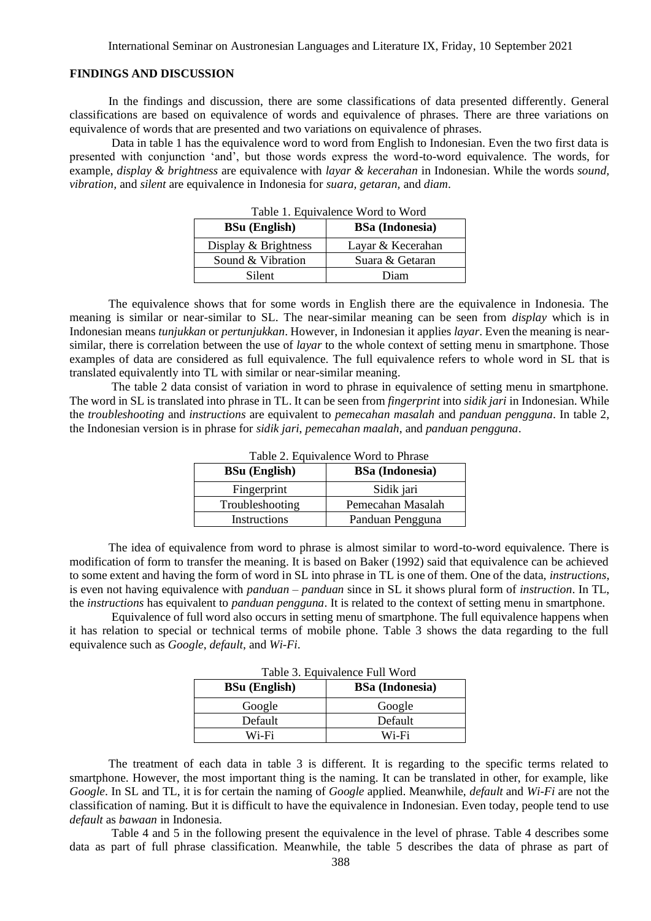## FINDINGS AND DISCUSSION

In the findings and discussion, there are some classifications of data presented differently. General classifications are based on equivalence of words and equivalence of phrases. There are three variations on equivalence of words that are presented and two variations on equivalence of phrases.

Data in table 1 has the equivalence word to word from English to Indonesian. Even the two first data is presented with conjunction 'and', but those words express the word-to-word equivalence. The words, for example, *display & brightness* are equivalence with *layar & kecerahan* in Indonesian. While the words *sound, vibration,* and *silent* are equivalence in Indonesia for *suara, getaran,* and *diam*.

Table 1. Equivalence Word to Word

| BSu (English) | BSa (Indonesia) |
|---|---|
| Display & Brightness | Layar & Kecerahan |
| Sound & Vibration | Suara & Getaran |
| Silent | Diam |

The equivalence shows that for some words in English there are the equivalence in Indonesia. The meaning is similar or near-similar to SL. The near-similar meaning can be seen from *display* which is in Indonesian means *tunjukkan* or *pertunjukkan*. However, in Indonesian it applies *layar*. Even the meaning is near-similar, there is correlation between the use of *layar* to the whole context of setting menu in smartphone. Those examples of data are considered as full equivalence. The full equivalence refers to whole word in SL that is translated equivalently into TL with similar or near-similar meaning.

The table 2 data consist of variation in word to phrase in equivalence of setting menu in smartphone. The word in SL is translated into phrase in TL. It can be seen from *fingerprint* into *sidik jari* in Indonesian. While the *troubleshooting* and *instructions* are equivalent to *pemecahan masalah* and *panduan pengguna*. In table 2, the Indonesian version is in phrase for *sidik jari, pemecahan maalah*, and *panduan pengguna*.

Table 2. Equivalence Word to Phrase

| BSu (English) | BSa (Indonesia) |
|---|---|
| Fingerprint | Sidik jari |
| Troubleshooting | Pemecahan Masalah |
| Instructions | Panduan Pengguna |

The idea of equivalence from word to phrase is almost similar to word-to-word equivalence. There is modification of form to transfer the meaning. It is based on Baker (1992) said that equivalence can be achieved to some extent and having the form of word in SL into phrase in TL is one of them. One of the data, *instructions*, is even not having equivalence with *panduan – panduan* since in SL it shows plural form of *instruction*. In TL, the *instructions* has equivalent to *panduan pengguna*. It is related to the context of setting menu in smartphone.

Equivalence of full word also occurs in setting menu of smartphone. The full equivalence happens when it has relation to special or technical terms of mobile phone. Table 3 shows the data regarding to the full equivalence such as *Google, default*, and *Wi-Fi*.

Table 3. Equivalence Full Word

| BSu (English) | BSa (Indonesia) |
|---|---|
| Google | Google |
| Default | Default |
| Wi-Fi | Wi-Fi |

The treatment of each data in table 3 is different. It is regarding to the specific terms related to smartphone. However, the most important thing is the naming. It can be translated in other, for example, like *Google*. In SL and TL, it is for certain the naming of *Google* applied. Meanwhile, *default* and *Wi-Fi* are not the classification of naming. But it is difficult to have the equivalence in Indonesian. Even today, people tend to use *default* as *bawaan* in Indonesia.

Table 4 and 5 in the following present the equivalence in the level of phrase. Table 4 describes some data as part of full phrase classification. Meanwhile, the table 5 describes the data of phrase as part of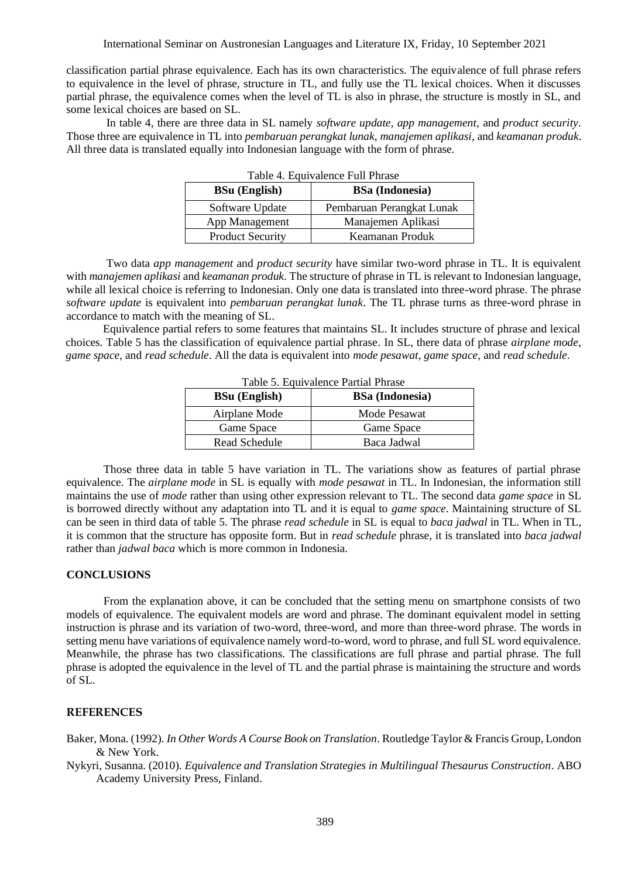classification partial phrase equivalence. Each has its own characteristics. The equivalence of full phrase refers to equivalence in the level of phrase, structure in TL, and fully use the TL lexical choices. When it discusses partial phrase, the equivalence comes when the level of TL is also in phrase, the structure is mostly in SL, and some lexical choices are based on SL.

In table 4, there are three data in SL namely *software update*, *app management*, and *product security*. Those three are equivalence in TL into *pembaruan perangkat lunak*, *manajemen aplikasi*, and *keamanan produk*. All three data is translated equally into Indonesian language with the form of phrase.

Table 4. Equivalence Full Phrase

| BSu (English) | BSa (Indonesia) |
|---|---|
| Software Update | Pembaruan Perangkat Lunak |
| App Management | Manajemen Aplikasi |
| Product Security | Keamanan Produk |

Two data *app management* and *product security* have similar two-word phrase in TL. It is equivalent with *manajemen aplikasi* and *keamanan produk*. The structure of phrase in TL is relevant to Indonesian language, while all lexical choice is referring to Indonesian. Only one data is translated into three-word phrase. The phrase *software update* is equivalent into *pembaruan perangkat lunak*. The TL phrase turns as three-word phrase in accordance to match with the meaning of SL.

Equivalence partial refers to some features that maintains SL. It includes structure of phrase and lexical choices. Table 5 has the classification of equivalence partial phrase. In SL, there data of phrase *airplane mode*, *game space*, and *read schedule*. All the data is equivalent into *mode pesawat*, *game space*, and *read schedule*.

Table 5. Equivalence Partial Phrase

| BSu (English) | BSa (Indonesia) |
|---|---|
| Airplane Mode | Mode Pesawat |
| Game Space | Game Space |
| Read Schedule | Baca Jadwal |

Those three data in table 5 have variation in TL. The variations show as features of partial phrase equivalence. The *airplane mode* in SL is equally with *mode pesawat* in TL. In Indonesian, the information still maintains the use of *mode* rather than using other expression relevant to TL. The second data *game space* in SL is borrowed directly without any adaptation into TL and it is equal to *game space*. Maintaining structure of SL can be seen in third data of table 5. The phrase *read schedule* in SL is equal to *baca jadwal* in TL. When in TL, it is common that the structure has opposite form. But in *read schedule* phrase, it is translated into *baca jadwal* rather than *jadwal baca* which is more common in Indonesia.

## CONCLUSIONS

From the explanation above, it can be concluded that the setting menu on smartphone consists of two models of equivalence. The equivalent models are word and phrase. The dominant equivalent model in setting instruction is phrase and its variation of two-word, three-word, and more than three-word phrase. The words in setting menu have variations of equivalence namely word-to-word, word to phrase, and full SL word equivalence. Meanwhile, the phrase has two classifications. The classifications are full phrase and partial phrase. The full phrase is adopted the equivalence in the level of TL and the partial phrase is maintaining the structure and words of SL.

## REFERENCES

Baker, Mona. (1992). *In Other Words A Course Book on Translation*. Routledge Taylor & Francis Group, London & New York.

Nykyri, Susanna. (2010). *Equivalence and Translation Strategies in Multilingual Thesaurus Construction*. ABO Academy University Press, Finland.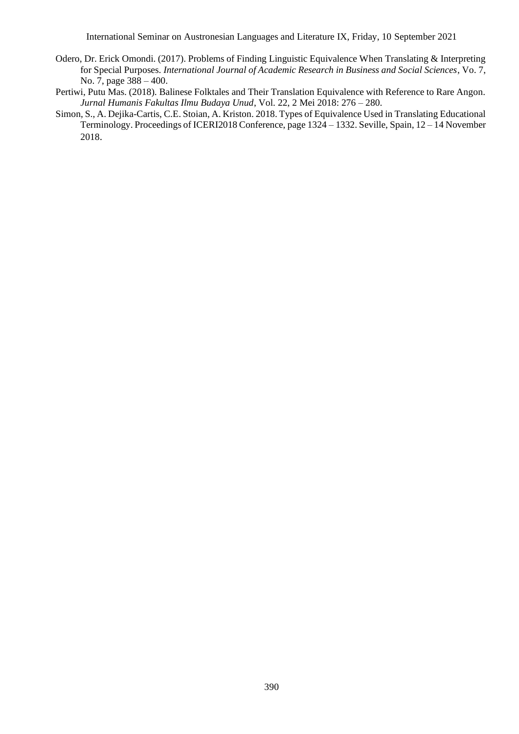Odero, Dr. Erick Omondi. (2017). Problems of Finding Linguistic Equivalence When Translating & Interpreting for Special Purposes. *International Journal of Academic Research in Business and Social Sciences*, Vo. 7, No. 7, page 388 – 400.

Pertiwi, Putu Mas. (2018). Balinese Folktales and Their Translation Equivalence with Reference to Rare Angon. *Jurnal Humanis Fakultas Ilmu Budaya Unud*, Vol. 22, 2 Mei 2018: 276 – 280.

Simon, S., A. Dejika-Cartis, C.E. Stoian, A. Kriston. 2018. Types of Equivalence Used in Translating Educational Terminology. Proceedings of ICERI2018 Conference, page 1324 – 1332. Seville, Spain, 12 – 14 November 2018.